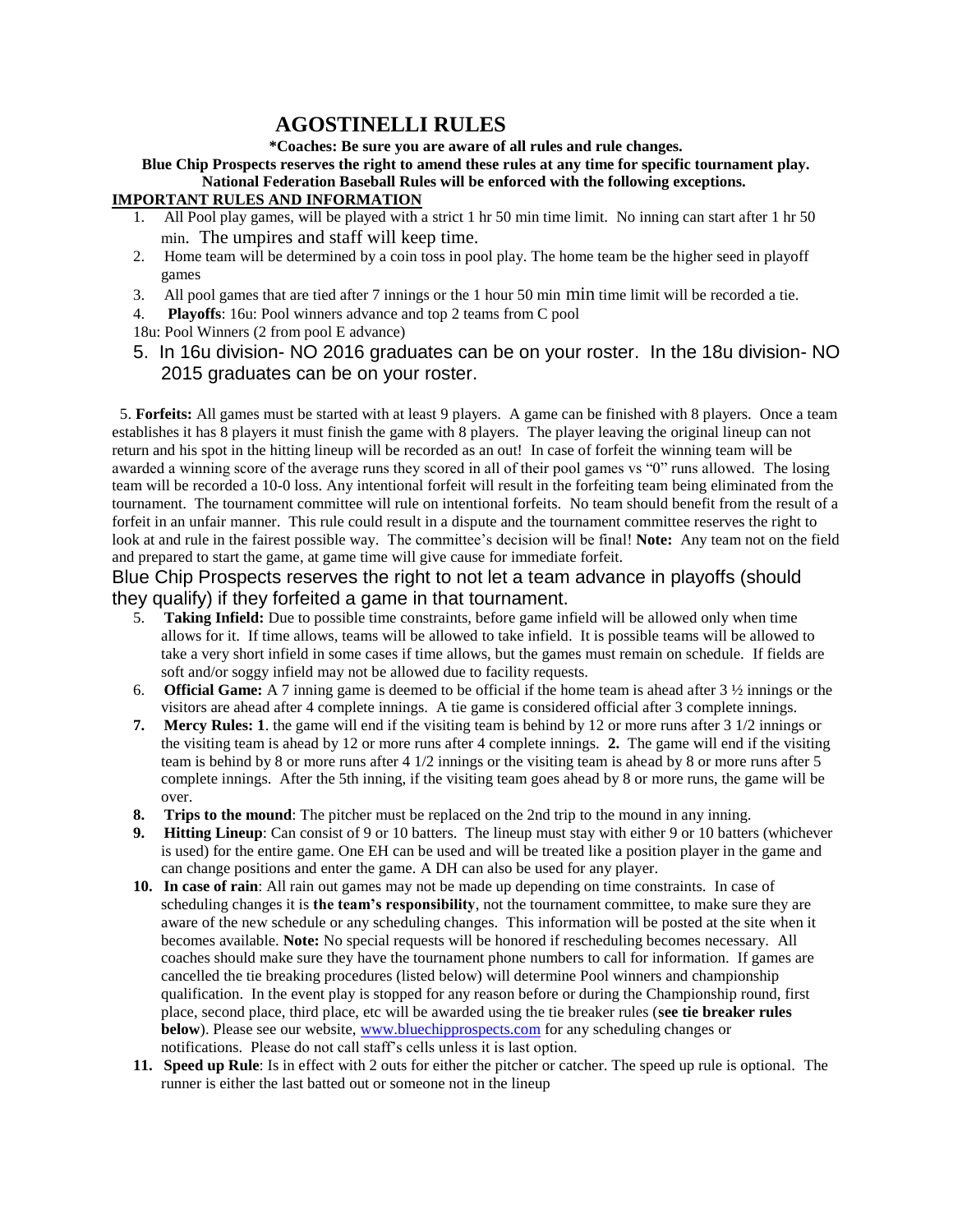# AGOSTINELLI RULES

**\*Coaches: Be sure you are aware of all rules and rule changes.**

**Blue Chip Prospects reserves the right to amend these rules at any time for specific tournament play.**

**National Federation Baseball Rules will be enforced with the following exceptions.**

**IMPORTANT RULES AND INFORMATION**

1. All Pool play games, will be played with a strict 1 hr 50 min time limit. No inning can start after 1 hr 50 min. The umpires and staff will keep time.
2. Home team will be determined by a coin toss in pool play. The home team be the higher seed in playoff games
3. All pool games that are tied after 7 innings or the 1 hour 50 min min time limit will be recorded a tie.
4. **Playoffs**: 16u: Pool winners advance and top 2 teams from C pool

18u: Pool Winners (2 from pool E advance)

5. In 16u division- NO 2016 graduates can be on your roster. In the 18u division- NO 2015 graduates can be on your roster.

5. **Forfeits:** All games must be started with at least 9 players. A game can be finished with 8 players. Once a team establishes it has 8 players it must finish the game with 8 players. The player leaving the original lineup can not return and his spot in the hitting lineup will be recorded as an out! In case of forfeit the winning team will be awarded a winning score of the average runs they scored in all of their pool games vs "0" runs allowed. The losing team will be recorded a 10-0 loss. Any intentional forfeit will result in the forfeiting team being eliminated from the tournament. The tournament committee will rule on intentional forfeits. No team should benefit from the result of a forfeit in an unfair manner. This rule could result in a dispute and the tournament committee reserves the right to look at and rule in the fairest possible way. The committee's decision will be final! **Note:** Any team not on the field and prepared to start the game, at game time will give cause for immediate forfeit.

Blue Chip Prospects reserves the right to not let a team advance in playoffs (should they qualify) if they forfeited a game in that tournament.

5. **Taking Infield:** Due to possible time constraints, before game infield will be allowed only when time allows for it. If time allows, teams will be allowed to take infield. It is possible teams will be allowed to take a very short infield in some cases if time allows, but the games must remain on schedule. If fields are soft and/or soggy infield may not be allowed due to facility requests.
6. **Official Game:** A 7 inning game is deemed to be official if the home team is ahead after 3 ½ innings or the visitors are ahead after 4 complete innings. A tie game is considered official after 3 complete innings.
7. **Mercy Rules: 1**. the game will end if the visiting team is behind by 12 or more runs after 3 1/2 innings or the visiting team is ahead by 12 or more runs after 4 complete innings. **2.** The game will end if the visiting team is behind by 8 or more runs after 4 1/2 innings or the visiting team is ahead by 8 or more runs after 5 complete innings. After the 5th inning, if the visiting team goes ahead by 8 or more runs, the game will be over.
8. **Trips to the mound**: The pitcher must be replaced on the 2nd trip to the mound in any inning.
9. **Hitting Lineup**: Can consist of 9 or 10 batters. The lineup must stay with either 9 or 10 batters (whichever is used) for the entire game. One EH can be used and will be treated like a position player in the game and can change positions and enter the game. A DH can also be used for any player.
10. **In case of rain**: All rain out games may not be made up depending on time constraints. In case of scheduling changes it is **the team's responsibility**, not the tournament committee, to make sure they are aware of the new schedule or any scheduling changes. This information will be posted at the site when it becomes available. **Note:** No special requests will be honored if rescheduling becomes necessary. All coaches should make sure they have the tournament phone numbers to call for information. If games are cancelled the tie breaking procedures (listed below) will determine Pool winners and championship qualification. In the event play is stopped for any reason before or during the Championship round, first place, second place, third place, etc will be awarded using the tie breaker rules (**see tie breaker rules below**). Please see our website, www.bluechipprospects.com for any scheduling changes or notifications. Please do not call staff's cells unless it is last option.
11. **Speed up Rule**: Is in effect with 2 outs for either the pitcher or catcher. The speed up rule is optional. The runner is either the last batted out or someone not in the lineup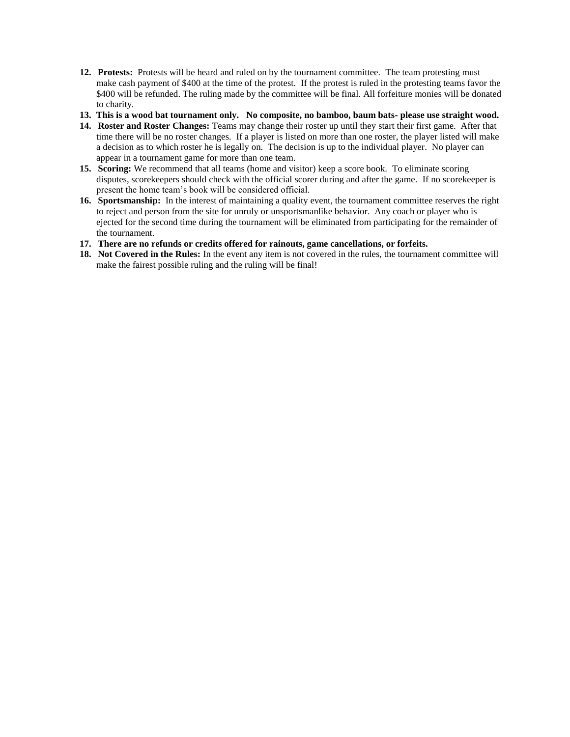12. **Protests:** Protests will be heard and ruled on by the tournament committee. The team protesting must make cash payment of $400 at the time of the protest. If the protest is ruled in the protesting teams favor the $400 will be refunded. The ruling made by the committee will be final. All forfeiture monies will be donated to charity.
13. **This is a wood bat tournament only. No composite, no bamboo, baum bats- please use straight wood.**
14. **Roster and Roster Changes:** Teams may change their roster up until they start their first game. After that time there will be no roster changes. If a player is listed on more than one roster, the player listed will make a decision as to which roster he is legally on. The decision is up to the individual player. No player can appear in a tournament game for more than one team.
15. **Scoring:** We recommend that all teams (home and visitor) keep a score book. To eliminate scoring disputes, scorekeepers should check with the official scorer during and after the game. If no scorekeeper is present the home team's book will be considered official.
16. **Sportsmanship:** In the interest of maintaining a quality event, the tournament committee reserves the right to reject and person from the site for unruly or unsportsmanlike behavior. Any coach or player who is ejected for the second time during the tournament will be eliminated from participating for the remainder of the tournament.
17. **There are no refunds or credits offered for rainouts, game cancellations, or forfeits.**
18. **Not Covered in the Rules:** In the event any item is not covered in the rules, the tournament committee will make the fairest possible ruling and the ruling will be final!